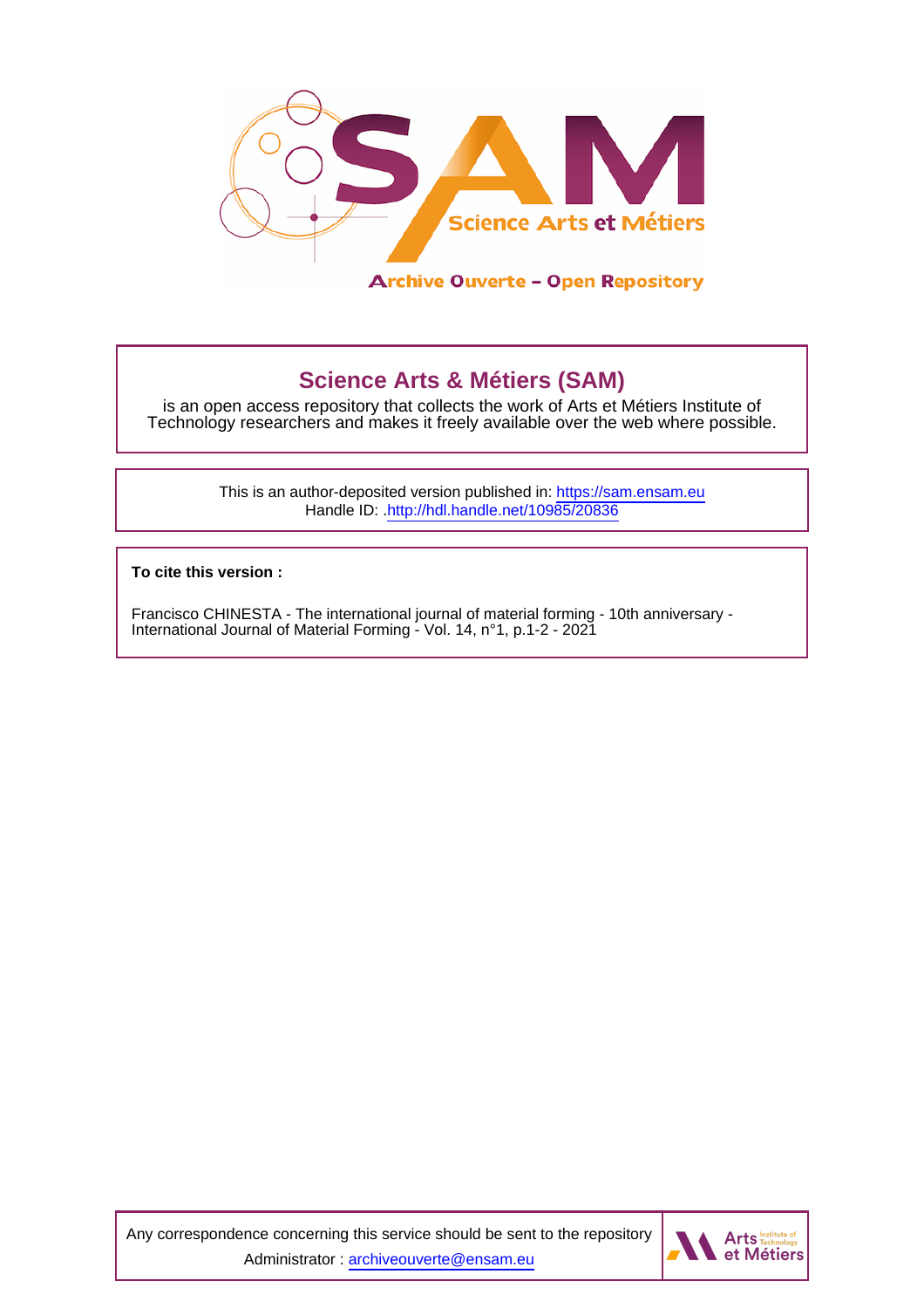# Science Arts & Métiers (SAM)

is an open access repository that collects the work of Arts et Métiers Institute of Technology researchers and makes it freely available over the web where possible.

This is an author-deposited version published in: https://sam.ensam.eu
Handle ID: .http://hdl.handle.net/10985/20836

**To cite this version :**

Francisco CHINESTA - The international journal of material forming - 10th anniversary - International Journal of Material Forming - Vol. 14, n°1, p.1-2 - 2021

Any correspondence concerning this service should be sent to the repository Administrator : archiveouverte@ensam.eu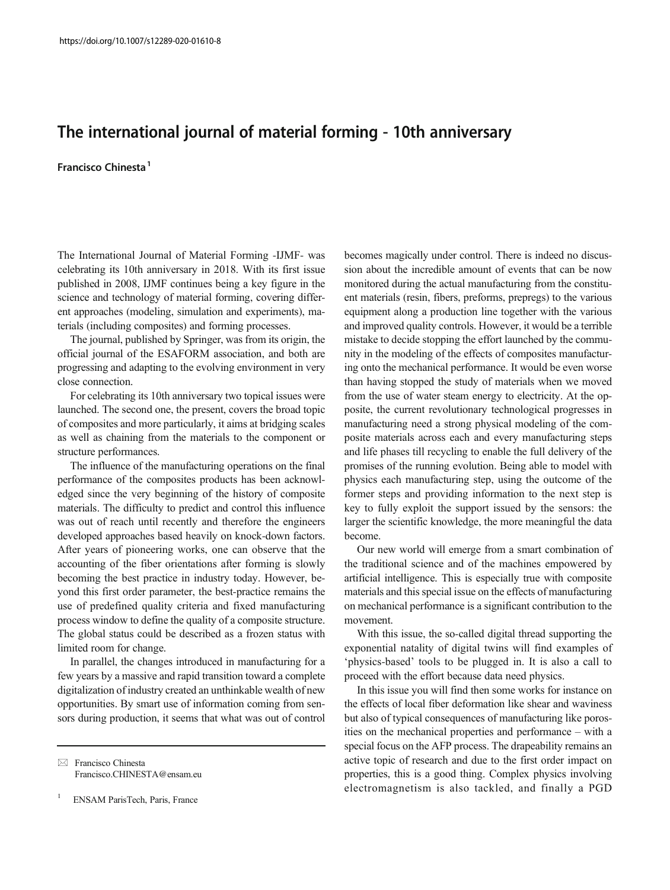https://doi.org/10.1007/s12289-020-01610-8

# The international journal of material forming - 10th anniversary

**Francisco Chinesta** [1]

The International Journal of Material Forming -IJMF- was celebrating its 10th anniversary in 2018. With its first issue published in 2008, IJMF continues being a key figure in the science and technology of material forming, covering different approaches (modeling, simulation and experiments), materials (including composites) and forming processes.

The journal, published by Springer, was from its origin, the official journal of the ESAFORM association, and both are progressing and adapting to the evolving environment in very close connection.

For celebrating its 10th anniversary two topical issues were launched. The second one, the present, covers the broad topic of composites and more particularly, it aims at bridging scales as well as chaining from the materials to the component or structure performances.

The influence of the manufacturing operations on the final performance of the composites products has been acknowledged since the very beginning of the history of composite materials. The difficulty to predict and control this influence was out of reach until recently and therefore the engineers developed approaches based heavily on knock-down factors. After years of pioneering works, one can observe that the accounting of the fiber orientations after forming is slowly becoming the best practice in industry today. However, beyond this first order parameter, the best-practice remains the use of predefined quality criteria and fixed manufacturing process window to define the quality of a composite structure. The global status could be described as a frozen status with limited room for change.

In parallel, the changes introduced in manufacturing for a few years by a massive and rapid transition toward a complete digitalization of industry created an unthinkable wealth of new opportunities. By smart use of information coming from sensors during production, it seems that what was out of control becomes magically under control. There is indeed no discussion about the incredible amount of events that can be now monitored during the actual manufacturing from the constituent materials (resin, fibers, preforms, prepregs) to the various equipment along a production line together with the various and improved quality controls. However, it would be a terrible mistake to decide stopping the effort launched by the community in the modeling of the effects of composites manufacturing onto the mechanical performance. It would be even worse than having stopped the study of materials when we moved from the use of water steam energy to electricity. At the opposite, the current revolutionary technological progresses in manufacturing need a strong physical modeling of the composite materials across each and every manufacturing steps and life phases till recycling to enable the full delivery of the promises of the running evolution. Being able to model with physics each manufacturing step, using the outcome of the former steps and providing information to the next step is key to fully exploit the support issued by the sensors: the larger the scientific knowledge, the more meaningful the data become.

Our new world will emerge from a smart combination of the traditional science and of the machines empowered by artificial intelligence. This is especially true with composite materials and this special issue on the effects of manufacturing on mechanical performance is a significant contribution to the movement.

With this issue, the so-called digital thread supporting the exponential natality of digital twins will find examples of 'physics-based' tools to be plugged in. It is also a call to proceed with the effort because data need physics.

In this issue you will find then some works for instance on the effects of local fiber deformation like shear and waviness but also of typical consequences of manufacturing like porosities on the mechanical properties and performance – with a special focus on the AFP process. The drapeability remains an active topic of research and due to the first order impact on properties, this is a good thing. Complex physics involving electromagnetism is also tackled, and finally a PGD

✉ Francisco Chinesta
Francisco.CHINESTA@ensam.eu

[1] ENSAM ParisTech, Paris, France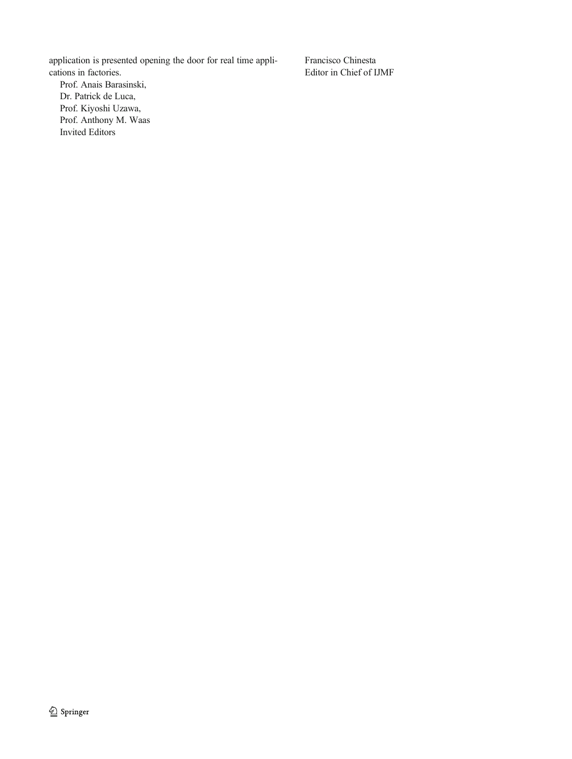application is presented opening the door for real time applications in factories.

Prof. Anais Barasinski,
Dr. Patrick de Luca,
Prof. Kiyoshi Uzawa,
Prof. Anthony M. Waas
Invited Editors

Francisco Chinesta
Editor in Chief of IJMF